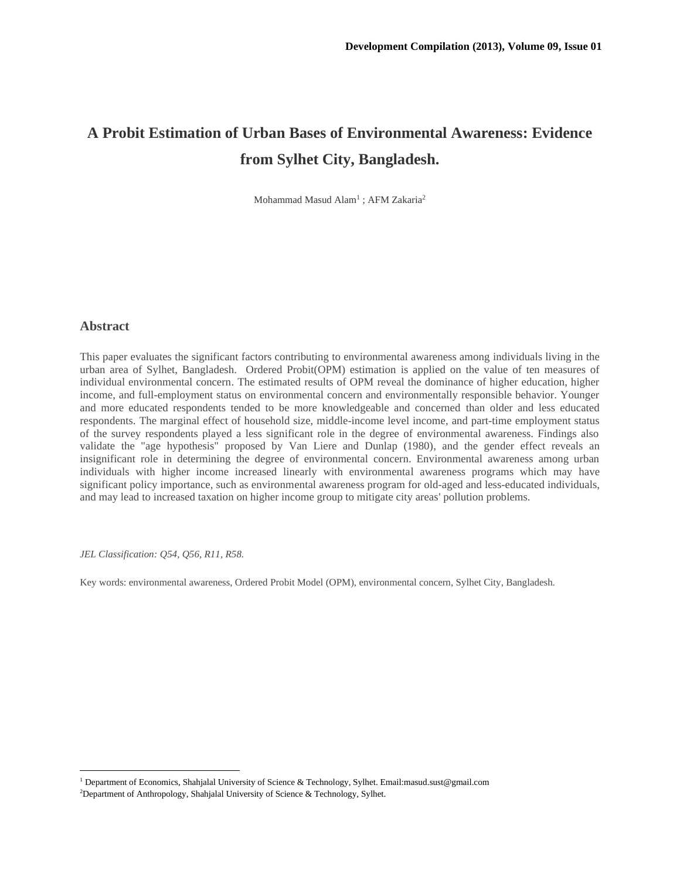# A Probit Estimation of Urban Bases of Environmental Awareness: Evidence from Sylhet City, Bangladesh.

Mohammad Masud Alam[1] ; AFM Zakaria[2]

## Abstract

This paper evaluates the significant factors contributing to environmental awareness among individuals living in the urban area of Sylhet, Bangladesh. Ordered Probit(OPM) estimation is applied on the value of ten measures of individual environmental concern. The estimated results of OPM reveal the dominance of higher education, higher income, and full-employment status on environmental concern and environmentally responsible behavior. Younger and more educated respondents tended to be more knowledgeable and concerned than older and less educated respondents. The marginal effect of household size, middle-income level income, and part-time employment status of the survey respondents played a less significant role in the degree of environmental awareness. Findings also validate the "age hypothesis" proposed by Van Liere and Dunlap (1980), and the gender effect reveals an insignificant role in determining the degree of environmental concern. Environmental awareness among urban individuals with higher income increased linearly with environmental awareness programs which may have significant policy importance, such as environmental awareness program for old-aged and less-educated individuals, and may lead to increased taxation on higher income group to mitigate city areas' pollution problems.

*JEL Classification: Q54, Q56, R11, R58.*

Key words: environmental awareness, Ordered Probit Model (OPM), environmental concern, Sylhet City, Bangladesh.

---

[1] Department of Economics, Shahjalal University of Science & Technology, Sylhet. Email:masud.sust@gmail.com

[2] Department of Anthropology, Shahjalal University of Science & Technology, Sylhet.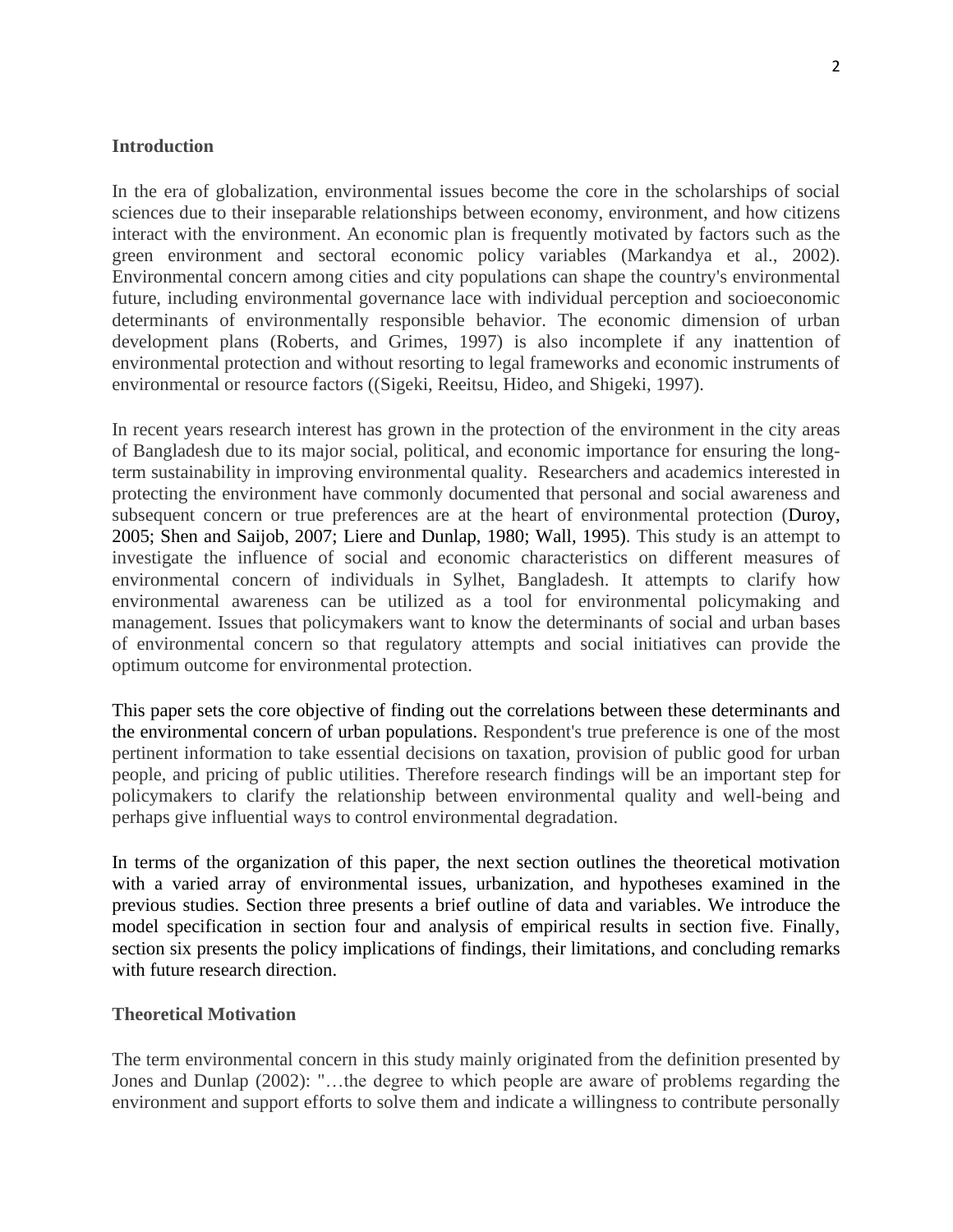## Introduction

In the era of globalization, environmental issues become the core in the scholarships of social sciences due to their inseparable relationships between economy, environment, and how citizens interact with the environment. An economic plan is frequently motivated by factors such as the green environment and sectoral economic policy variables (Markandya et al., 2002). Environmental concern among cities and city populations can shape the country's environmental future, including environmental governance lace with individual perception and socioeconomic determinants of environmentally responsible behavior. The economic dimension of urban development plans (Roberts, and Grimes, 1997) is also incomplete if any inattention of environmental protection and without resorting to legal frameworks and economic instruments of environmental or resource factors ((Sigeki, Reeitsu, Hideo, and Shigeki, 1997).

In recent years research interest has grown in the protection of the environment in the city areas of Bangladesh due to its major social, political, and economic importance for ensuring the long-term sustainability in improving environmental quality. Researchers and academics interested in protecting the environment have commonly documented that personal and social awareness and subsequent concern or true preferences are at the heart of environmental protection (Duroy, 2005; Shen and Saijob, 2007; Liere and Dunlap, 1980; Wall, 1995). This study is an attempt to investigate the influence of social and economic characteristics on different measures of environmental concern of individuals in Sylhet, Bangladesh. It attempts to clarify how environmental awareness can be utilized as a tool for environmental policymaking and management. Issues that policymakers want to know the determinants of social and urban bases of environmental concern so that regulatory attempts and social initiatives can provide the optimum outcome for environmental protection.

This paper sets the core objective of finding out the correlations between these determinants and the environmental concern of urban populations. Respondent's true preference is one of the most pertinent information to take essential decisions on taxation, provision of public good for urban people, and pricing of public utilities. Therefore research findings will be an important step for policymakers to clarify the relationship between environmental quality and well-being and perhaps give influential ways to control environmental degradation.

In terms of the organization of this paper, the next section outlines the theoretical motivation with a varied array of environmental issues, urbanization, and hypotheses examined in the previous studies. Section three presents a brief outline of data and variables. We introduce the model specification in section four and analysis of empirical results in section five. Finally, section six presents the policy implications of findings, their limitations, and concluding remarks with future research direction.

## Theoretical Motivation

The term environmental concern in this study mainly originated from the definition presented by Jones and Dunlap (2002): "…the degree to which people are aware of problems regarding the environment and support efforts to solve them and indicate a willingness to contribute personally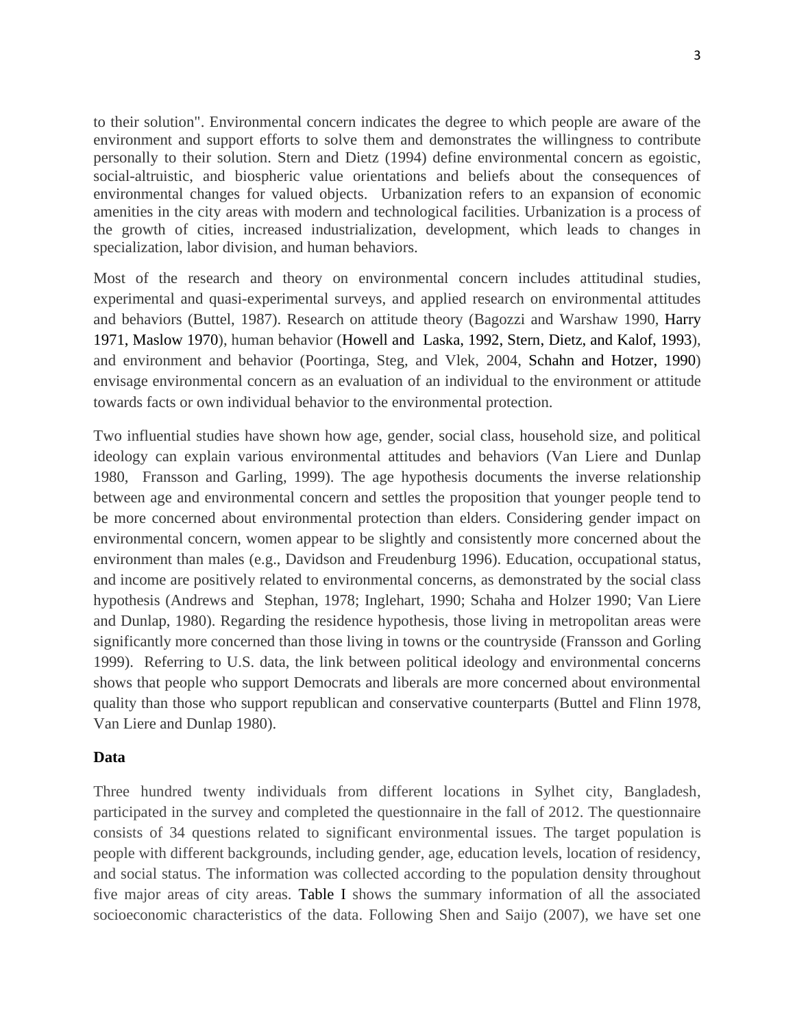to their solution". Environmental concern indicates the degree to which people are aware of the environment and support efforts to solve them and demonstrates the willingness to contribute personally to their solution. Stern and Dietz (1994) define environmental concern as egoistic, social-altruistic, and biospheric value orientations and beliefs about the consequences of environmental changes for valued objects. Urbanization refers to an expansion of economic amenities in the city areas with modern and technological facilities. Urbanization is a process of the growth of cities, increased industrialization, development, which leads to changes in specialization, labor division, and human behaviors.

Most of the research and theory on environmental concern includes attitudinal studies, experimental and quasi-experimental surveys, and applied research on environmental attitudes and behaviors (Buttel, 1987). Research on attitude theory (Bagozzi and Warshaw 1990, Harry 1971, Maslow 1970), human behavior (Howell and Laska, 1992, Stern, Dietz, and Kalof, 1993), and environment and behavior (Poortinga, Steg, and Vlek, 2004, Schahn and Hotzer, 1990) envisage environmental concern as an evaluation of an individual to the environment or attitude towards facts or own individual behavior to the environmental protection.

Two influential studies have shown how age, gender, social class, household size, and political ideology can explain various environmental attitudes and behaviors (Van Liere and Dunlap 1980, Fransson and Garling, 1999). The age hypothesis documents the inverse relationship between age and environmental concern and settles the proposition that younger people tend to be more concerned about environmental protection than elders. Considering gender impact on environmental concern, women appear to be slightly and consistently more concerned about the environment than males (e.g., Davidson and Freudenburg 1996). Education, occupational status, and income are positively related to environmental concerns, as demonstrated by the social class hypothesis (Andrews and Stephan, 1978; Inglehart, 1990; Schaha and Holzer 1990; Van Liere and Dunlap, 1980). Regarding the residence hypothesis, those living in metropolitan areas were significantly more concerned than those living in towns or the countryside (Fransson and Gorling 1999). Referring to U.S. data, the link between political ideology and environmental concerns shows that people who support Democrats and liberals are more concerned about environmental quality than those who support republican and conservative counterparts (Buttel and Flinn 1978, Van Liere and Dunlap 1980).

## Data

Three hundred twenty individuals from different locations in Sylhet city, Bangladesh, participated in the survey and completed the questionnaire in the fall of 2012. The questionnaire consists of 34 questions related to significant environmental issues. The target population is people with different backgrounds, including gender, age, education levels, location of residency, and social status. The information was collected according to the population density throughout five major areas of city areas. Table I shows the summary information of all the associated socioeconomic characteristics of the data. Following Shen and Saijo (2007), we have set one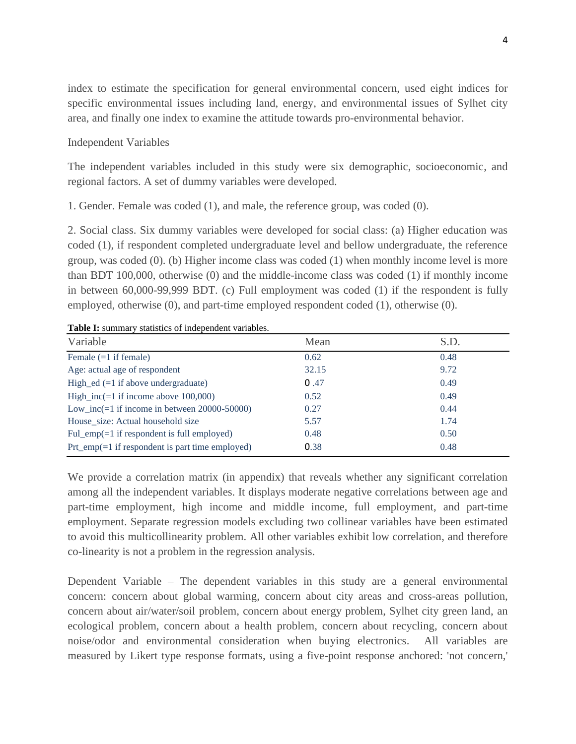index to estimate the specification for general environmental concern, used eight indices for specific environmental issues including land, energy, and environmental issues of Sylhet city area, and finally one index to examine the attitude towards pro-environmental behavior.

Independent Variables

The independent variables included in this study were six demographic, socioeconomic, and regional factors. A set of dummy variables were developed.

1. Gender. Female was coded (1), and male, the reference group, was coded (0).

2. Social class. Six dummy variables were developed for social class: (a) Higher education was coded (1), if respondent completed undergraduate level and bellow undergraduate, the reference group, was coded (0). (b) Higher income class was coded (1) when monthly income level is more than BDT 100,000, otherwise (0) and the middle-income class was coded (1) if monthly income in between 60,000-99,999 BDT. (c) Full employment was coded (1) if the respondent is fully employed, otherwise (0), and part-time employed respondent coded (1), otherwise (0).

**Table I:** summary statistics of independent variables.

| Variable | Mean | S.D. |
|---|---|---|
| Female (=1 if female) | 0.62 | 0.48 |
| Age: actual age of respondent | 32.15 | 9.72 |
| High_ed (=1 if above undergraduate) | 0 .47 | 0.49 |
| High_inc(=1 if income above 100,000) | 0.52 | 0.49 |
| Low_inc(=1 if income in between 20000-50000) | 0.27 | 0.44 |
| House_size: Actual household size | 5.57 | 1.74 |
| Ful_emp(=1 if respondent is full employed) | 0.48 | 0.50 |
| Prt_emp(=1 if respondent is part time employed) | 0.38 | 0.48 |

We provide a correlation matrix (in appendix) that reveals whether any significant correlation among all the independent variables. It displays moderate negative correlations between age and part-time employment, high income and middle income, full employment, and part-time employment. Separate regression models excluding two collinear variables have been estimated to avoid this multicollinearity problem. All other variables exhibit low correlation, and therefore co-linearity is not a problem in the regression analysis.

Dependent Variable – The dependent variables in this study are a general environmental concern: concern about global warming, concern about city areas and cross-areas pollution, concern about air/water/soil problem, concern about energy problem, Sylhet city green land, an ecological problem, concern about a health problem, concern about recycling, concern about noise/odor and environmental consideration when buying electronics. All variables are measured by Likert type response formats, using a five-point response anchored: 'not concern,'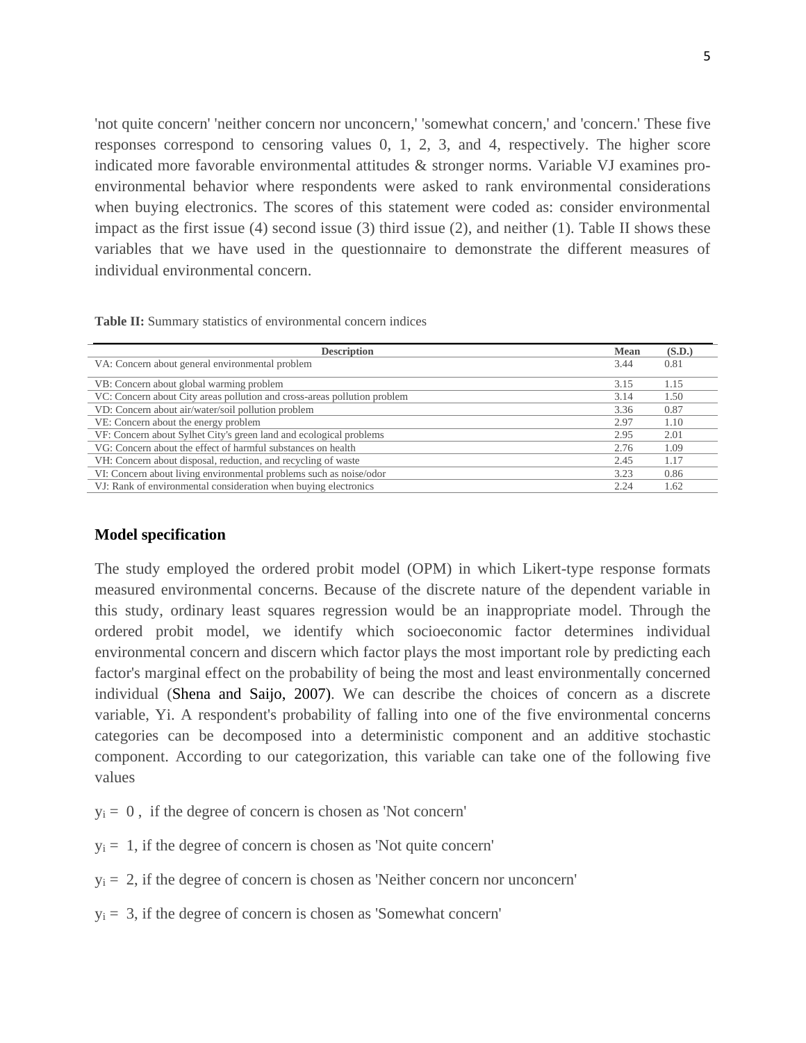'not quite concern' 'neither concern nor unconcern,' 'somewhat concern,' and 'concern.' These five responses correspond to censoring values 0, 1, 2, 3, and 4, respectively. The higher score indicated more favorable environmental attitudes & stronger norms. Variable VJ examines pro-environmental behavior where respondents were asked to rank environmental considerations when buying electronics. The scores of this statement were coded as: consider environmental impact as the first issue (4) second issue (3) third issue (2), and neither (1). Table II shows these variables that we have used in the questionnaire to demonstrate the different measures of individual environmental concern.

**Table II:** Summary statistics of environmental concern indices

| Description | Mean | (S.D.) |
|---|---|---|
| VA: Concern about general environmental problem | 3.44 | 0.81 |
| VB: Concern about global warming problem | 3.15 | 1.15 |
| VC: Concern about City areas pollution and cross-areas pollution problem | 3.14 | 1.50 |
| VD: Concern about air/water/soil pollution problem | 3.36 | 0.87 |
| VE: Concern about the energy problem | 2.97 | 1.10 |
| VF: Concern about Sylhet City's green land and ecological problems | 2.95 | 2.01 |
| VG: Concern about the effect of harmful substances on health | 2.76 | 1.09 |
| VH: Concern about disposal, reduction, and recycling of waste | 2.45 | 1.17 |
| VI: Concern about living environmental problems such as noise/odor | 3.23 | 0.86 |
| VJ: Rank of environmental consideration when buying electronics | 2.24 | 1.62 |

## Model specification

The study employed the ordered probit model (OPM) in which Likert-type response formats measured environmental concerns. Because of the discrete nature of the dependent variable in this study, ordinary least squares regression would be an inappropriate model. Through the ordered probit model, we identify which socioeconomic factor determines individual environmental concern and discern which factor plays the most important role by predicting each factor's marginal effect on the probability of being the most and least environmentally concerned individual (Shena and Saijo, 2007). We can describe the choices of concern as a discrete variable, Yi. A respondent's probability of falling into one of the five environmental concerns categories can be decomposed into a deterministic component and an additive stochastic component. According to our categorization, this variable can take one of the following five values

$y_i = 0$ , if the degree of concern is chosen as 'Not concern'

$y_i = 1$, if the degree of concern is chosen as 'Not quite concern'

$y_i = 2$, if the degree of concern is chosen as 'Neither concern nor unconcern'

$y_i = 3$, if the degree of concern is chosen as 'Somewhat concern'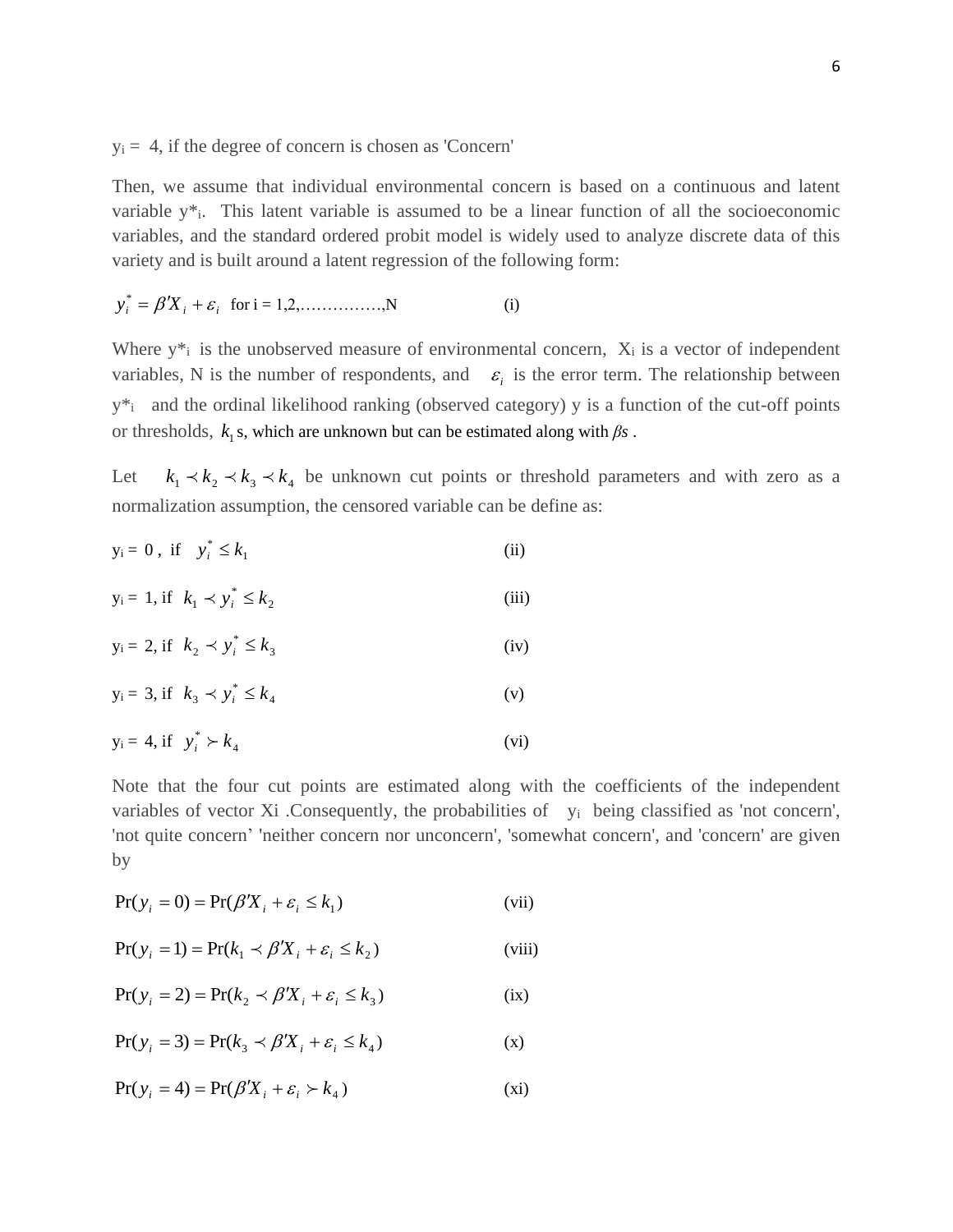$y_i = 4$, if the degree of concern is chosen as 'Concern'

Then, we assume that individual environmental concern is based on a continuous and latent variable $y^*_i$. This latent variable is assumed to be a linear function of all the socioeconomic variables, and the standard ordered probit model is widely used to analyze discrete data of this variety and is built around a latent regression of the following form:

$$y_i^* = \beta' X_i + \varepsilon_i \quad \text{for i = 1,2,……………,N} \qquad \text{(i)}$$

Where $y^*_i$ is the unobserved measure of environmental concern, $X_i$ is a vector of independent variables, N is the number of respondents, and $\varepsilon_i$ is the error term. The relationship between $y^*_i$ and the ordinal likelihood ranking (observed category) y is a function of the cut-off points or thresholds, $k_1$ s, which are unknown but can be estimated along with *βs* .

Let $k_1 \prec k_2 \prec k_3 \prec k_4$ be unknown cut points or threshold parameters and with zero as a normalization assumption, the censored variable can be define as:

$$y_i = 0 \text{ , if } \quad y_i^* \leq k_1 \qquad \text{(ii)}$$

$$y_i = 1 \text{, if } \quad k_1 \prec y_i^* \leq k_2 \qquad \text{(iii)}$$

$$y_i = 2 \text{, if } \quad k_2 \prec y_i^* \leq k_3 \qquad \text{(iv)}$$

$$y_i = 3 \text{, if } \quad k_3 \prec y_i^* \leq k_4 \qquad \text{(v)}$$

$$y_i = 4 \text{, if } \quad y_i^* \succ k_4 \qquad \text{(vi)}$$

Note that the four cut points are estimated along with the coefficients of the independent variables of vector Xi .Consequently, the probabilities of $y_i$ being classified as 'not concern', 'not quite concern' 'neither concern nor unconcern', 'somewhat concern', and 'concern' are given by

$$\Pr(y_i = 0) = \Pr(\beta' X_i + \varepsilon_i \leq k_1) \qquad \text{(vii)}$$

$$\Pr(y_i = 1) = \Pr(k_1 \prec \beta' X_i + \varepsilon_i \leq k_2) \qquad \text{(viii)}$$

$$\Pr(y_i = 2) = \Pr(k_2 \prec \beta' X_i + \varepsilon_i \leq k_3) \qquad \text{(ix)}$$

$$\Pr(y_i = 3) = \Pr(k_3 \prec \beta' X_i + \varepsilon_i \leq k_4) \qquad \text{(x)}$$

$$\Pr(y_i = 4) = \Pr(\beta' X_i + \varepsilon_i \succ k_4) \qquad \text{(xi)}$$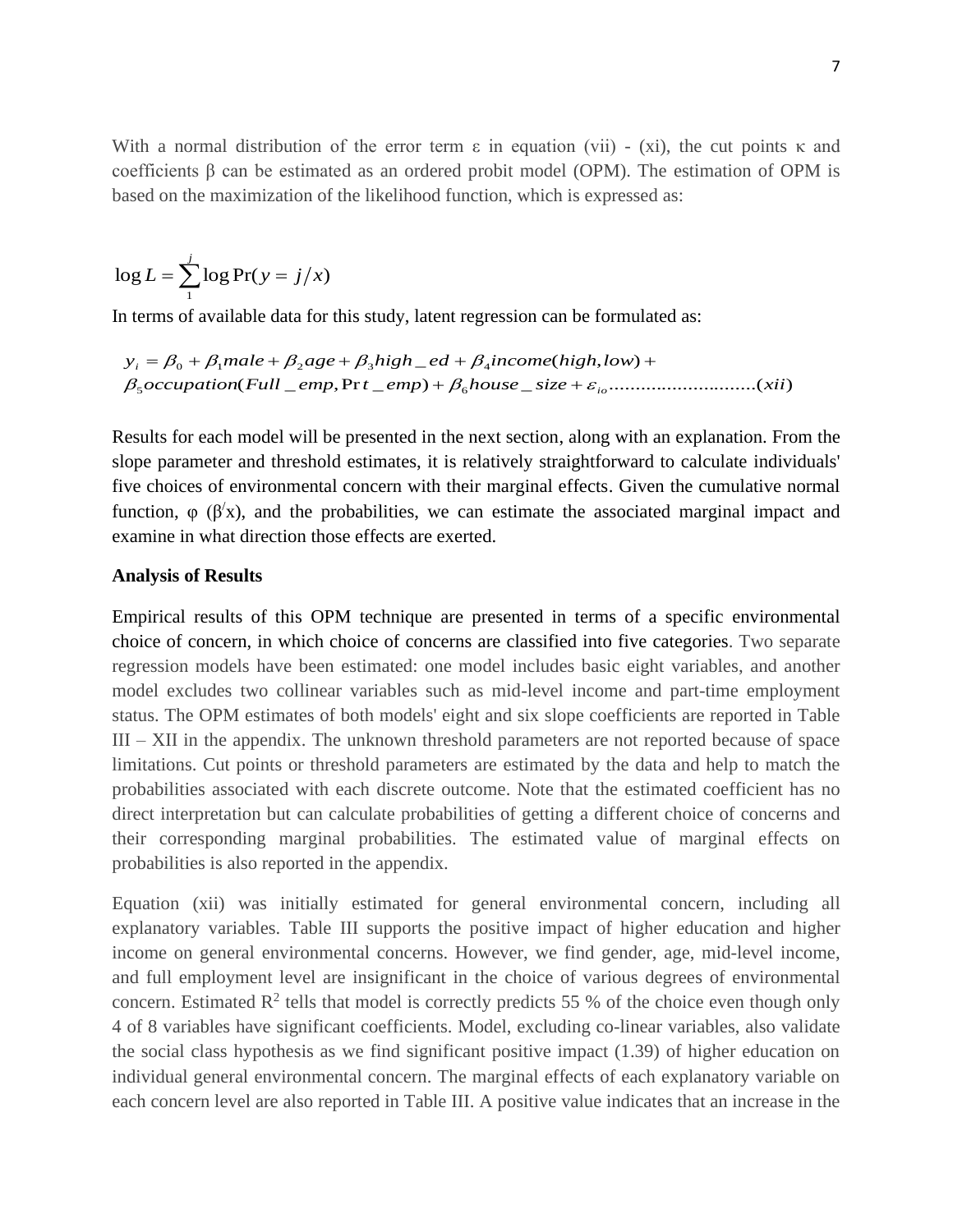With a normal distribution of the error term ε in equation (vii) - (xi), the cut points κ and coefficients β can be estimated as an ordered probit model (OPM). The estimation of OPM is based on the maximization of the likelihood function, which is expressed as:

$$\log L = \sum_{1}^{j} \log \Pr(y = j/x)$$

In terms of available data for this study, latent regression can be formulated as:

$$y_i = \beta_0 + \beta_1 male + \beta_2 age + \beta_3 high\_ed + \beta_4 income(high, low) +$$
$$\beta_5 occupation(Full\_emp, \Pr t\_emp) + \beta_6 house\_size + \varepsilon_{io} \text{..........................}(xii)$$

Results for each model will be presented in the next section, along with an explanation. From the slope parameter and threshold estimates, it is relatively straightforward to calculate individuals' five choices of environmental concern with their marginal effects. Given the cumulative normal function, $\varphi$ ($\beta^{/}$x), and the probabilities, we can estimate the associated marginal impact and examine in what direction those effects are exerted.

**Analysis of Results**

Empirical results of this OPM technique are presented in terms of a specific environmental choice of concern, in which choice of concerns are classified into five categories. Two separate regression models have been estimated: one model includes basic eight variables, and another model excludes two collinear variables such as mid-level income and part-time employment status. The OPM estimates of both models' eight and six slope coefficients are reported in Table III – XII in the appendix. The unknown threshold parameters are not reported because of space limitations. Cut points or threshold parameters are estimated by the data and help to match the probabilities associated with each discrete outcome. Note that the estimated coefficient has no direct interpretation but can calculate probabilities of getting a different choice of concerns and their corresponding marginal probabilities. The estimated value of marginal effects on probabilities is also reported in the appendix.

Equation (xii) was initially estimated for general environmental concern, including all explanatory variables. Table III supports the positive impact of higher education and higher income on general environmental concerns. However, we find gender, age, mid-level income, and full employment level are insignificant in the choice of various degrees of environmental concern. Estimated $R^2$ tells that model is correctly predicts 55 % of the choice even though only 4 of 8 variables have significant coefficients. Model, excluding co-linear variables, also validate the social class hypothesis as we find significant positive impact (1.39) of higher education on individual general environmental concern. The marginal effects of each explanatory variable on each concern level are also reported in Table III. A positive value indicates that an increase in the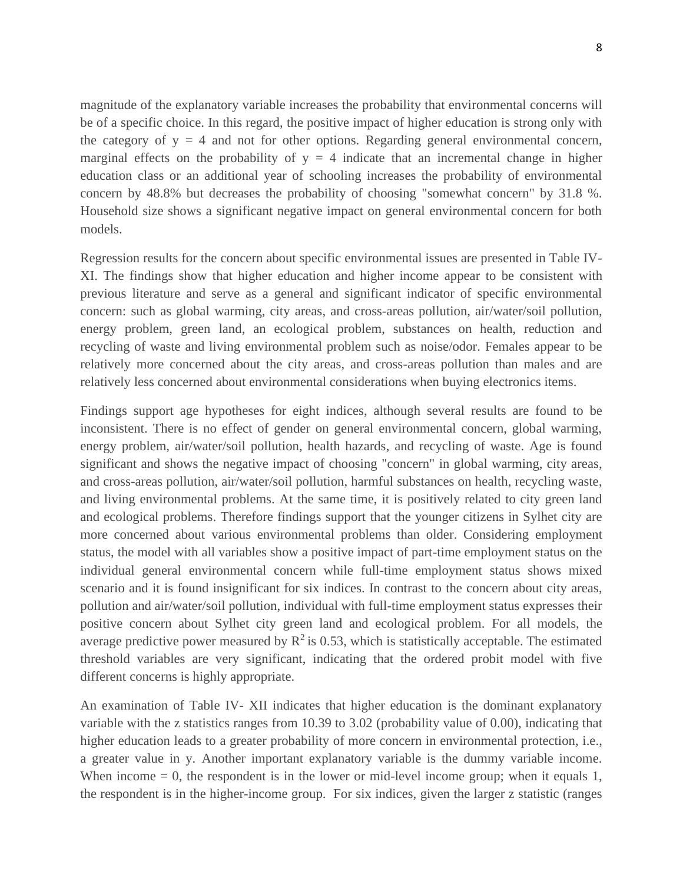magnitude of the explanatory variable increases the probability that environmental concerns will be of a specific choice. In this regard, the positive impact of higher education is strong only with the category of $y = 4$ and not for other options. Regarding general environmental concern, marginal effects on the probability of $y = 4$ indicate that an incremental change in higher education class or an additional year of schooling increases the probability of environmental concern by 48.8% but decreases the probability of choosing "somewhat concern" by 31.8 %. Household size shows a significant negative impact on general environmental concern for both models.

Regression results for the concern about specific environmental issues are presented in Table IV-XI. The findings show that higher education and higher income appear to be consistent with previous literature and serve as a general and significant indicator of specific environmental concern: such as global warming, city areas, and cross-areas pollution, air/water/soil pollution, energy problem, green land, an ecological problem, substances on health, reduction and recycling of waste and living environmental problem such as noise/odor. Females appear to be relatively more concerned about the city areas, and cross-areas pollution than males and are relatively less concerned about environmental considerations when buying electronics items.

Findings support age hypotheses for eight indices, although several results are found to be inconsistent. There is no effect of gender on general environmental concern, global warming, energy problem, air/water/soil pollution, health hazards, and recycling of waste. Age is found significant and shows the negative impact of choosing "concern" in global warming, city areas, and cross-areas pollution, air/water/soil pollution, harmful substances on health, recycling waste, and living environmental problems. At the same time, it is positively related to city green land and ecological problems. Therefore findings support that the younger citizens in Sylhet city are more concerned about various environmental problems than older. Considering employment status, the model with all variables show a positive impact of part-time employment status on the individual general environmental concern while full-time employment status shows mixed scenario and it is found insignificant for six indices. In contrast to the concern about city areas, pollution and air/water/soil pollution, individual with full-time employment status expresses their positive concern about Sylhet city green land and ecological problem. For all models, the average predictive power measured by $R^2$ is 0.53, which is statistically acceptable. The estimated threshold variables are very significant, indicating that the ordered probit model with five different concerns is highly appropriate.

An examination of Table IV- XII indicates that higher education is the dominant explanatory variable with the z statistics ranges from 10.39 to 3.02 (probability value of 0.00), indicating that higher education leads to a greater probability of more concern in environmental protection, i.e., a greater value in y. Another important explanatory variable is the dummy variable income. When income = 0, the respondent is in the lower or mid-level income group; when it equals 1, the respondent is in the higher-income group. For six indices, given the larger z statistic (ranges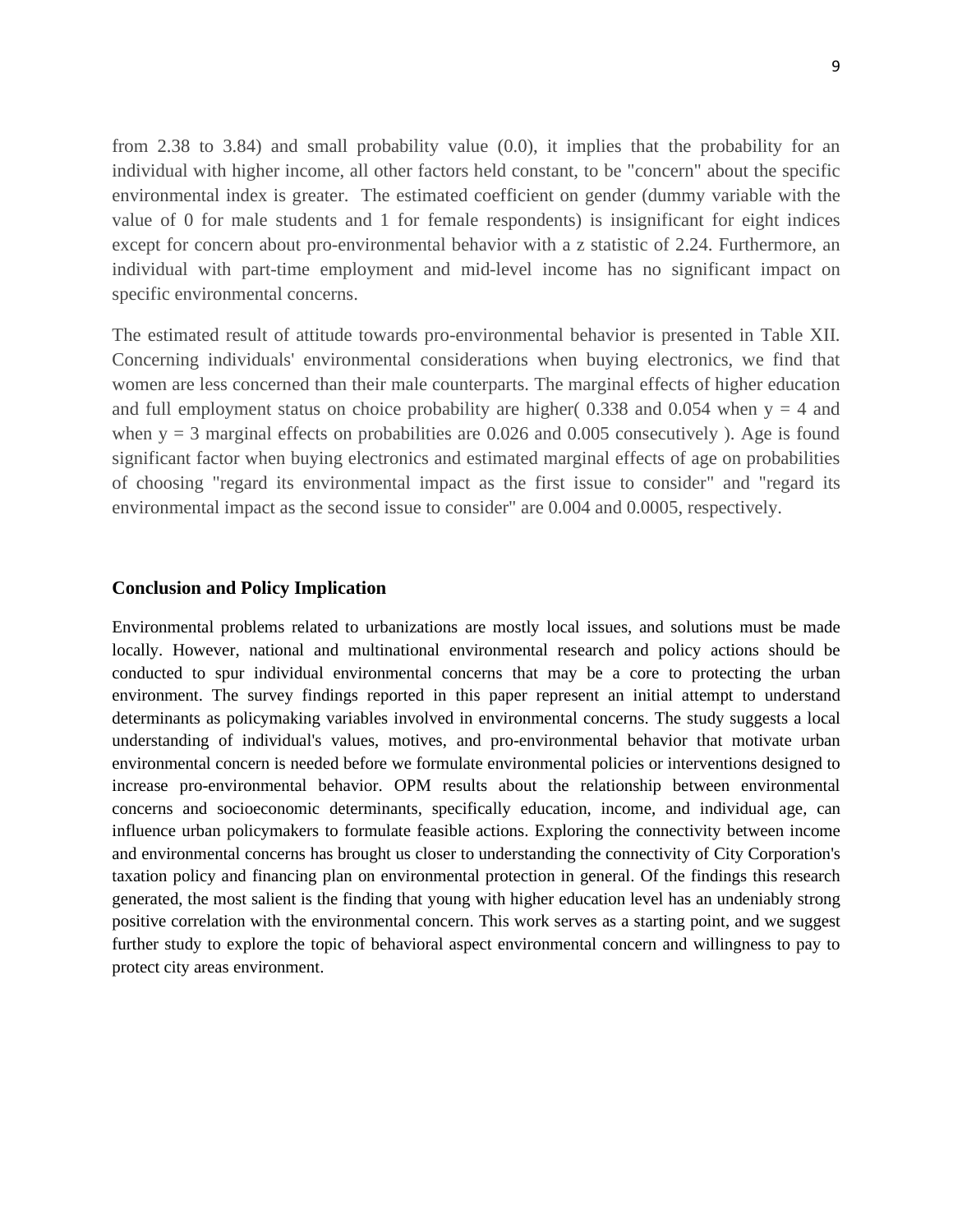from 2.38 to 3.84) and small probability value (0.0), it implies that the probability for an individual with higher income, all other factors held constant, to be "concern" about the specific environmental index is greater. The estimated coefficient on gender (dummy variable with the value of 0 for male students and 1 for female respondents) is insignificant for eight indices except for concern about pro-environmental behavior with a z statistic of 2.24. Furthermore, an individual with part-time employment and mid-level income has no significant impact on specific environmental concerns.

The estimated result of attitude towards pro-environmental behavior is presented in Table XII. Concerning individuals' environmental considerations when buying electronics, we find that women are less concerned than their male counterparts. The marginal effects of higher education and full employment status on choice probability are higher( 0.338 and 0.054 when $y = 4$ and when $y = 3$ marginal effects on probabilities are 0.026 and 0.005 consecutively ). Age is found significant factor when buying electronics and estimated marginal effects of age on probabilities of choosing "regard its environmental impact as the first issue to consider" and "regard its environmental impact as the second issue to consider" are 0.004 and 0.0005, respectively.

## Conclusion and Policy Implication

Environmental problems related to urbanizations are mostly local issues, and solutions must be made locally. However, national and multinational environmental research and policy actions should be conducted to spur individual environmental concerns that may be a core to protecting the urban environment. The survey findings reported in this paper represent an initial attempt to understand determinants as policymaking variables involved in environmental concerns. The study suggests a local understanding of individual's values, motives, and pro-environmental behavior that motivate urban environmental concern is needed before we formulate environmental policies or interventions designed to increase pro-environmental behavior. OPM results about the relationship between environmental concerns and socioeconomic determinants, specifically education, income, and individual age, can influence urban policymakers to formulate feasible actions. Exploring the connectivity between income and environmental concerns has brought us closer to understanding the connectivity of City Corporation's taxation policy and financing plan on environmental protection in general. Of the findings this research generated, the most salient is the finding that young with higher education level has an undeniably strong positive correlation with the environmental concern. This work serves as a starting point, and we suggest further study to explore the topic of behavioral aspect environmental concern and willingness to pay to protect city areas environment.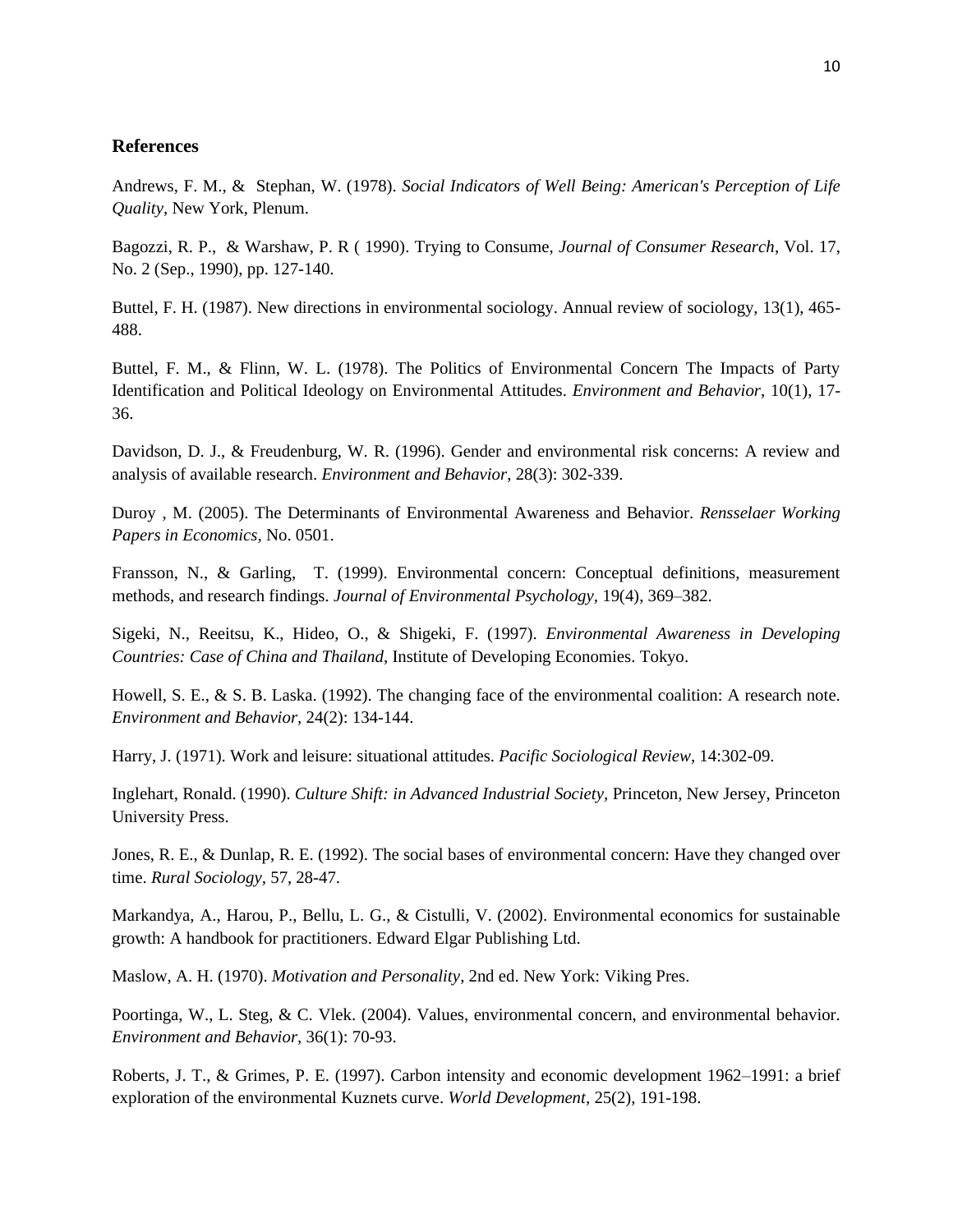## References

Andrews, F. M., & Stephan, W. (1978). *Social Indicators of Well Being: American's Perception of Life Quality*, New York, Plenum.

Bagozzi, R. P., & Warshaw, P. R ( 1990). Trying to Consume, *Journal of Consumer Research*, Vol. 17, No. 2 (Sep., 1990), pp. 127-140.

Buttel, F. H. (1987). New directions in environmental sociology. Annual review of sociology, 13(1), 465-488.

Buttel, F. M., & Flinn, W. L. (1978). The Politics of Environmental Concern The Impacts of Party Identification and Political Ideology on Environmental Attitudes. *Environment and Behavior*, 10(1), 17-36.

Davidson, D. J., & Freudenburg, W. R. (1996). Gender and environmental risk concerns: A review and analysis of available research. *Environment and Behavior*, 28(3): 302-339.

Duroy , M. (2005). The Determinants of Environmental Awareness and Behavior. *Rensselaer Working Papers in Economics,* No. 0501.

Fransson, N., & Garling, T. (1999). Environmental concern: Conceptual definitions, measurement methods, and research findings. *Journal of Environmental Psychology*, 19(4), 369–382.

Sigeki, N., Reeitsu, K., Hideo, O., & Shigeki, F. (1997). *Environmental Awareness in Developing Countries: Case of China and Thailand*, Institute of Developing Economies. Tokyo.

Howell, S. E., & S. B. Laska. (1992). The changing face of the environmental coalition: A research note. *Environment and Behavior*, 24(2): 134-144.

Harry, J. (1971). Work and leisure: situational attitudes. *Pacific Sociological Review*, 14:302-09.

Inglehart, Ronald. (1990). *Culture Shift: in Advanced Industrial Society,* Princeton, New Jersey, Princeton University Press.

Jones, R. E., & Dunlap, R. E. (1992). The social bases of environmental concern: Have they changed over time. *Rural Sociology*, 57, 28-47.

Markandya, A., Harou, P., Bellu, L. G., & Cistulli, V. (2002). Environmental economics for sustainable growth: A handbook for practitioners. Edward Elgar Publishing Ltd.

Maslow, A. H. (1970). *Motivation and Personality*, 2nd ed. New York: Viking Pres.

Poortinga, W., L. Steg, & C. Vlek. (2004). Values, environmental concern, and environmental behavior. *Environment and Behavior*, 36(1): 70-93.

Roberts, J. T., & Grimes, P. E. (1997). Carbon intensity and economic development 1962–1991: a brief exploration of the environmental Kuznets curve. *World Development*, 25(2), 191-198.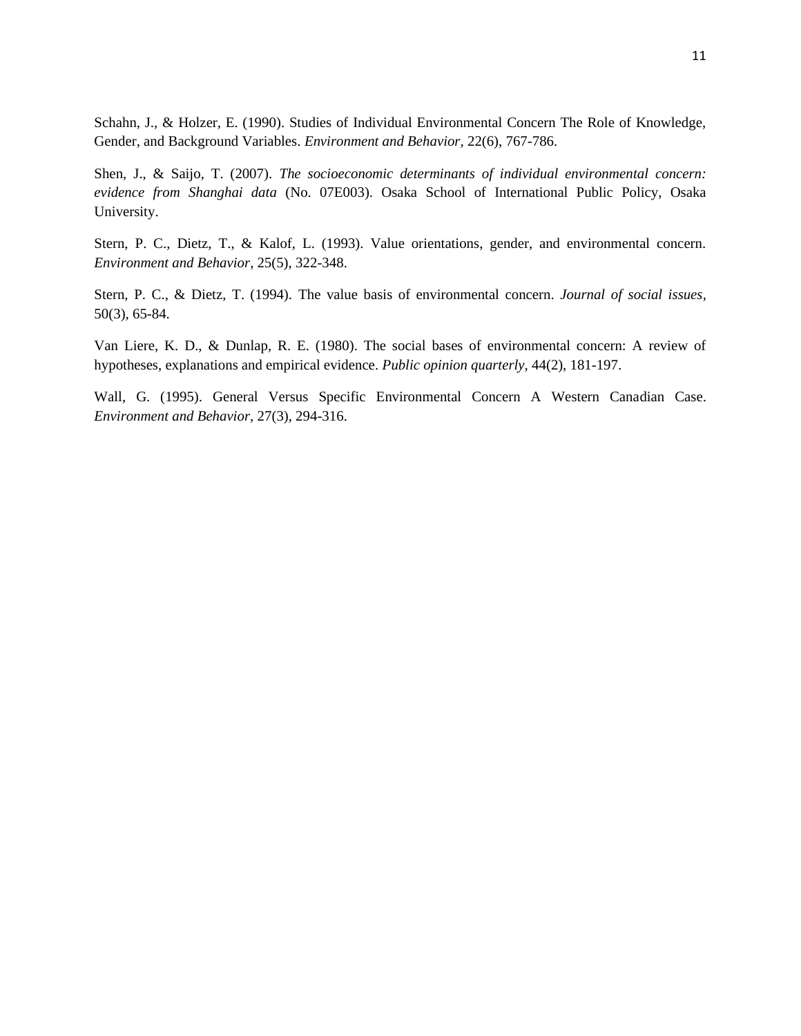Schahn, J., & Holzer, E. (1990). Studies of Individual Environmental Concern The Role of Knowledge, Gender, and Background Variables. *Environment and Behavior*, 22(6), 767-786.

Shen, J., & Saijo, T. (2007). *The socioeconomic determinants of individual environmental concern: evidence from Shanghai data* (No. 07E003). Osaka School of International Public Policy, Osaka University.

Stern, P. C., Dietz, T., & Kalof, L. (1993). Value orientations, gender, and environmental concern. *Environment and Behavior*, 25(5), 322-348.

Stern, P. C., & Dietz, T. (1994). The value basis of environmental concern. *Journal of social issues*, 50(3), 65-84.

Van Liere, K. D., & Dunlap, R. E. (1980). The social bases of environmental concern: A review of hypotheses, explanations and empirical evidence. *Public opinion quarterly*, 44(2), 181-197.

Wall, G. (1995). General Versus Specific Environmental Concern A Western Canadian Case. *Environment and Behavior*, 27(3), 294-316.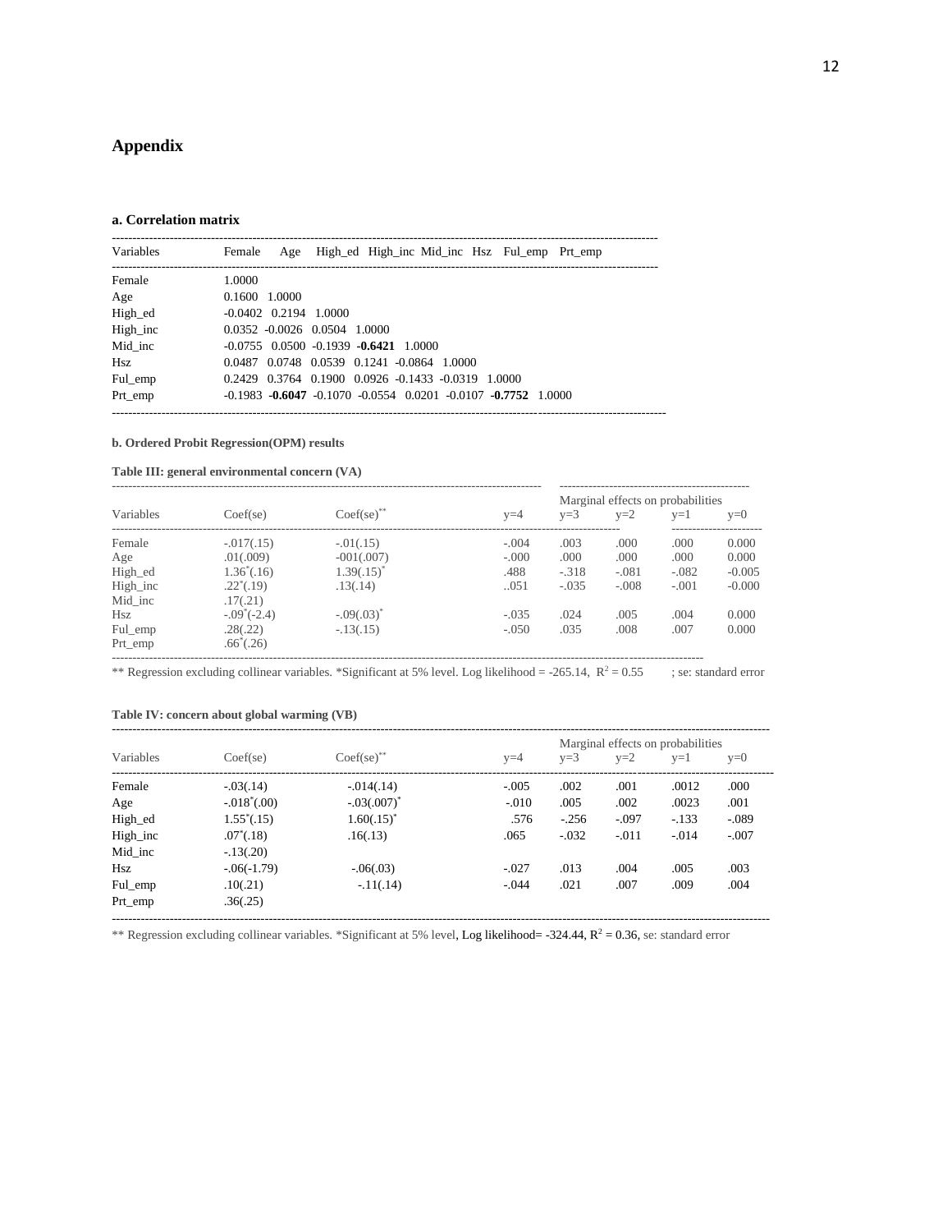## Appendix

### a. Correlation matrix

| Variables | Female | Age | High_ed | High_inc | Mid_inc | Hsz | Ful_emp | Prt_emp |
|---|---|---|---|---|---|---|---|---|
| Female | 1.0000 | | | | | | | |
| Age | 0.1600 | 1.0000 | | | | | | |
| High_ed | -0.0402 | 0.2194 | 1.0000 | | | | | |
| High_inc | 0.0352 | -0.0026 | 0.0504 | 1.0000 | | | | |
| Mid_inc | -0.0755 | 0.0500 | -0.1939 | **-0.6421** | 1.0000 | | | |
| Hsz | 0.0487 | 0.0748 | 0.0539 | 0.1241 | -0.0864 | 1.0000 | | |
| Ful_emp | 0.2429 | 0.3764 | 0.1900 | 0.0926 | -0.1433 | -0.0319 | 1.0000 | |
| Prt_emp | -0.1983 | **-0.6047** | -0.1070 | -0.0554 | 0.0201 | -0.0107 | **-0.7752** | 1.0000 |

**b. Ordered Probit Regression(OPM) results**

**Table III: general environmental concern (VA)**

| | | | Marginal effects on probabilities | | | | |
|---|---|---|---|---|---|---|---|
| Variables | Coef(se) | Coef(se)** | y=4 | y=3 | y=2 | y=1 | y=0 |
| Female | -.017(.15) | -.01(.15) | -.004 | .003 | .000 | .000 | 0.000 |
| Age | .01(.009) | -001(.007) | -.000 | .000 | .000 | .000 | 0.000 |
| High_ed | 1.36*(.16) | 1.39(.15)* | .488 | -.318 | -.081 | -.082 | -0.005 |
| High_inc | .22*(.19) | .13(.14) | ..051 | -.035 | -.008 | -.001 | -0.000 |
| Mid_inc | .17(.21) | | | | | | |
| Hsz | -.09*(-2.4) | -.09(.03)* | -.035 | .024 | .005 | .004 | 0.000 |
| Ful_emp | .28(.22) | -.13(.15) | -.050 | .035 | .008 | .007 | 0.000 |
| Prt_emp | .66*(.26) | | | | | | |

** Regression excluding collinear variables. *Significant at 5% level. Log likelihood = -265.14, $R^2 = 0.55$ ; se: standard error

**Table IV: concern about global warming (VB)**

| | | | Marginal effects on probabilities | | | | |
|---|---|---|---|---|---|---|---|
| Variables | Coef(se) | Coef(se)** | y=4 | y=3 | y=2 | y=1 | y=0 |
| Female | -.03(.14) | -.014(.14) | -.005 | .002 | .001 | .0012 | .000 |
| Age | -.018*(.00) | -.03(.007)* | -.010 | .005 | .002 | .0023 | .001 |
| High_ed | 1.55*(.15) | 1.60(.15)* | .576 | -.256 | -.097 | -.133 | -.089 |
| High_inc | .07*(.18) | .16(.13) | .065 | -.032 | -.011 | -.014 | -.007 |
| Mid_inc | -.13(.20) | | | | | | |
| Hsz | -.06(-1.79) | -.06(.03) | -.027 | .013 | .004 | .005 | .003 |
| Ful_emp | .10(.21) | -.11(.14) | -.044 | .021 | .007 | .009 | .004 |
| Prt_emp | .36(.25) | | | | | | |

** Regression excluding collinear variables. *Significant at 5% level, Log likelihood= -324.44, $R^2 = 0.36$, se: standard error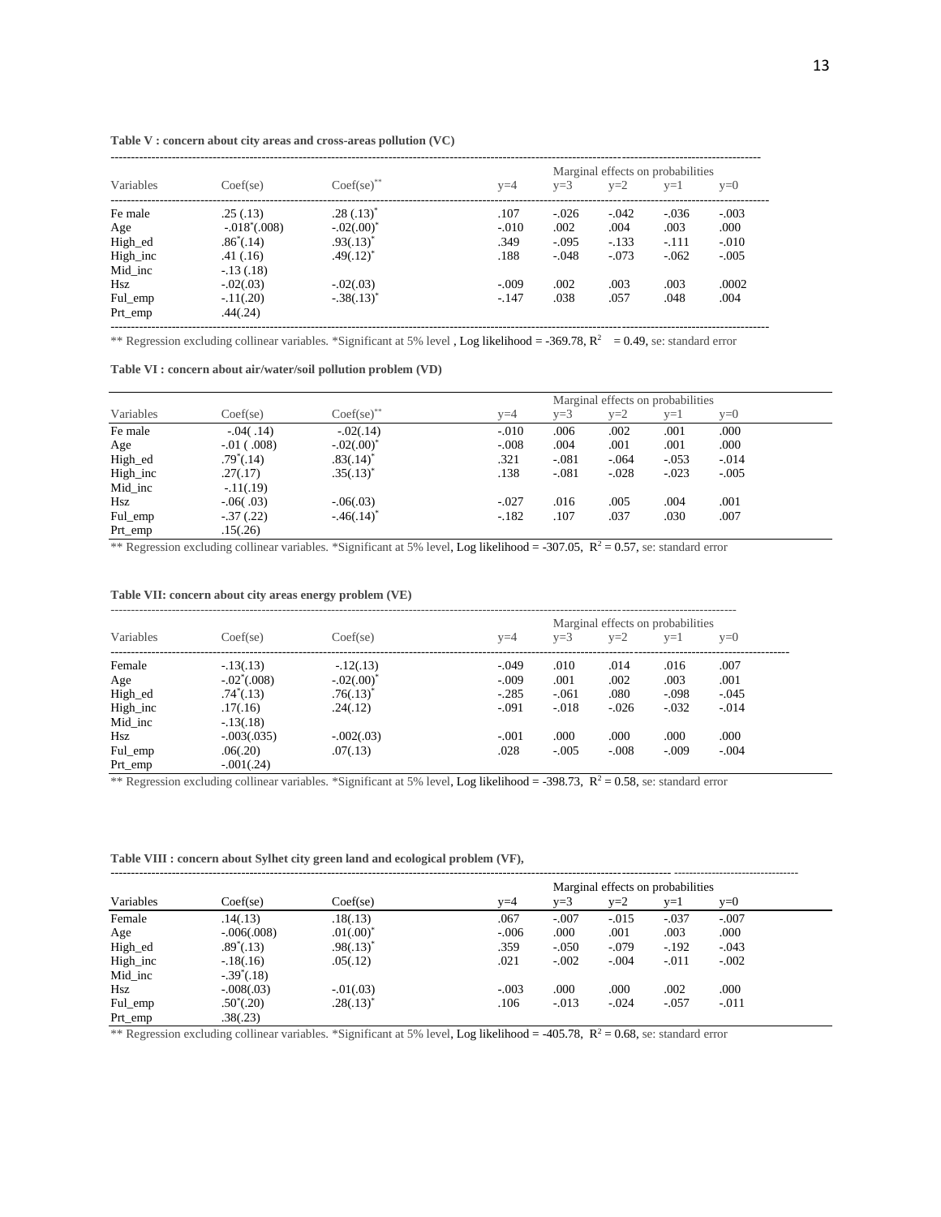**Table V : concern about city areas and cross-areas pollution (VC)**

| Variables | Coef(se) | Coef(se)** | Marginal effects on probabilities | | | | |
|---|---|---|---|---|---|---|---|
| | | | y=4 | y=3 | y=2 | y=1 | y=0 |
| Fe male | .25 (.13) | .28 (.13)* | .107 | -.026 | -.042 | -.036 | -.003 |
| Age | -.018*(.008) | -.02(.00)* | -.010 | .002 | .004 | .003 | .000 |
| High_ed | .86*(.14) | .93(.13)* | .349 | -.095 | -.133 | -.111 | -.010 |
| High_inc | .41 (.16) | .49(.12)* | .188 | -.048 | -.073 | -.062 | -.005 |
| Mid_inc | -.13 (.18) | | | | | | |
| Hsz | -.02(.03) | -.02(.03) | -.009 | .002 | .003 | .003 | .0002 |
| Ful_emp | -.11(.20) | -.38(.13)* | -.147 | .038 | .057 | .048 | .004 |
| Prt_emp | .44(.24) | | | | | | |

** Regression excluding collinear variables. *Significant at 5% level , Log likelihood = -369.78, $R^2$ = 0.49, se: standard error

**Table VI : concern about air/water/soil pollution problem (VD)**

| Variables | Coef(se) | Coef(se)** | Marginal effects on probabilities | | | | |
|---|---|---|---|---|---|---|---|
| | | | y=4 | y=3 | y=2 | y=1 | y=0 |
| Fe male | -.04( .14) | -.02(.14) | -.010 | .006 | .002 | .001 | .000 |
| Age | -.01 ( .008) | -.02(.00)* | -.008 | .004 | .001 | .001 | .000 |
| High_ed | .79*(.14) | .83(.14)* | .321 | -.081 | -.064 | -.053 | -.014 |
| High_inc | .27(.17) | .35(.13)* | .138 | -.081 | -.028 | -.023 | -.005 |
| Mid_inc | -.11(.19) | | | | | | |
| Hsz | -.06( .03) | -.06(.03) | -.027 | .016 | .005 | .004 | .001 |
| Ful_emp | -.37 (.22) | -.46(.14)* | -.182 | .107 | .037 | .030 | .007 |
| Prt_emp | .15(.26) | | | | | | |

** Regression excluding collinear variables. *Significant at 5% level, Log likelihood = -307.05, $R^2$ = 0.57, se: standard error

**Table VII: concern about city areas energy problem (VE)**

| Variables | Coef(se) | Coef(se) | Marginal effects on probabilities | | | | |
|---|---|---|---|---|---|---|---|
| | | | y=4 | y=3 | y=2 | y=1 | y=0 |
| Female | -.13(.13) | -.12(.13) | -.049 | .010 | .014 | .016 | .007 |
| Age | -.02*(.008) | -.02(.00)* | -.009 | .001 | .002 | .003 | .001 |
| High_ed | .74*(.13) | .76(.13)* | -.285 | -.061 | .080 | -.098 | -.045 |
| High_inc | .17(.16) | .24(.12) | -.091 | -.018 | -.026 | -.032 | -.014 |
| Mid_inc | -.13(.18) | | | | | | |
| Hsz | -.003(.035) | -.002(.03) | -.001 | .000 | .000 | .000 | .000 |
| Ful_emp | .06(.20) | .07(.13) | .028 | -.005 | -.008 | -.009 | -.004 |
| Prt_emp | -.001(.24) | | | | | | |

** Regression excluding collinear variables. *Significant at 5% level, Log likelihood = -398.73, $R^2$ = 0.58, se: standard error

**Table VIII : concern about Sylhet city green land and ecological problem (VF),**

| Variables | Coef(se) | Coef(se) | Marginal effects on probabilities | | | | |
|---|---|---|---|---|---|---|---|
| | | | y=4 | y=3 | y=2 | y=1 | y=0 |
| Female | .14(.13) | .18(.13) | .067 | -.007 | -.015 | -.037 | -.007 |
| Age | -.006(.008) | .01(.00)* | -.006 | .000 | .001 | .003 | .000 |
| High_ed | .89*(.13) | .98(.13)* | .359 | -.050 | -.079 | -.192 | -.043 |
| High_inc | -.18(.16) | .05(.12) | .021 | -.002 | -.004 | -.011 | -.002 |
| Mid_inc | -.39*(.18) | | | | | | |
| Hsz | -.008(.03) | -.01(.03) | -.003 | .000 | .000 | .002 | .000 |
| Ful_emp | .50*(.20) | .28(.13)* | .106 | -.013 | -.024 | -.057 | -.011 |
| Prt_emp | .38(.23) | | | | | | |

** Regression excluding collinear variables. *Significant at 5% level, Log likelihood = -405.78, $R^2$ = 0.68, se: standard error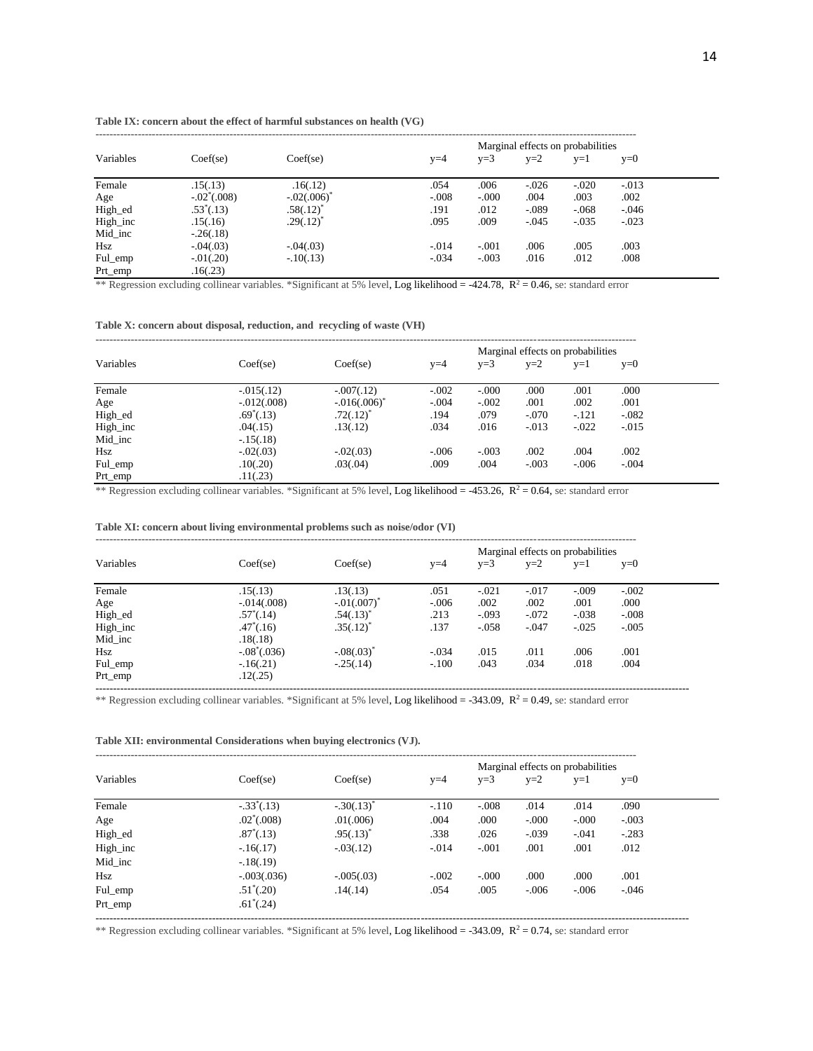**Table IX: concern about the effect of harmful substances on health (VG)**

| Variables | Coef(se) | Coef(se) | y=4 | y=3 | y=2 | y=1 | y=0 |
|---|---|---|---|---|---|---|---|
| | | | Marginal effects on probabilities | | | | |
| Female | .15(.13) | .16(.12) | .054 | .006 | -.026 | -.020 | -.013 |
| Age | -.02*(.008) | -.02(.006)* | -.008 | -.000 | .004 | .003 | .002 |
| High_ed | .53*(.13) | .58(.12)* | .191 | .012 | -.089 | -.068 | -.046 |
| High_inc | .15(.16) | .29(.12)* | .095 | .009 | -.045 | -.035 | -.023 |
| Mid_inc | -.26(.18) | | | | | | |
| Hsz | -.04(.03) | -.04(.03) | -.014 | -.001 | .006 | .005 | .003 |
| Ful_emp | -.01(.20) | -.10(.13) | -.034 | -.003 | .016 | .012 | .008 |
| Prt_emp | .16(.23) | | | | | | |

** Regression excluding collinear variables. *Significant at 5% level, Log likelihood = -424.78, $R^2$ = 0.46, se: standard error

**Table X: concern about disposal, reduction, and recycling of waste (VH)**

| Variables | Coef(se) | Coef(se) | y=4 | y=3 | y=2 | y=1 | y=0 |
|---|---|---|---|---|---|---|---|
| | | | Marginal effects on probabilities | | | | |
| Female | -.015(.12) | -.007(.12) | -.002 | -.000 | .000 | .001 | .000 |
| Age | -.012(.008) | -.016(.006)* | -.004 | -.002 | .001 | .002 | .001 |
| High_ed | .69*(.13) | .72(.12)* | .194 | .079 | -.070 | -.121 | -.082 |
| High_inc | .04(.15) | .13(.12) | .034 | .016 | -.013 | -.022 | -.015 |
| Mid_inc | -.15(.18) | | | | | | |
| Hsz | -.02(.03) | -.02(.03) | -.006 | -.003 | .002 | .004 | .002 |
| Ful_emp | .10(.20) | .03(.04) | .009 | .004 | -.003 | -.006 | -.004 |
| Prt_emp | .11(.23) | | | | | | |

** Regression excluding collinear variables. *Significant at 5% level, Log likelihood = -453.26, $R^2$ = 0.64, se: standard error

**Table XI: concern about living environmental problems such as noise/odor (VI)**

| Variables | Coef(se) | Coef(se) | y=4 | y=3 | y=2 | y=1 | y=0 |
|---|---|---|---|---|---|---|---|
| | | | Marginal effects on probabilities | | | | |
| Female | .15(.13) | .13(.13) | .051 | -.021 | -.017 | -.009 | -.002 |
| Age | -.014(.008) | -.01(.007)* | -.006 | .002 | .002 | .001 | .000 |
| High_ed | .57*(.14) | .54(.13)* | .213 | -.093 | -.072 | -.038 | -.008 |
| High_inc | .47*(.16) | .35(.12)* | .137 | -.058 | -.047 | -.025 | -.005 |
| Mid_inc | .18(.18) | | | | | | |
| Hsz | -.08*(.036) | -.08(.03)* | -.034 | .015 | .011 | .006 | .001 |
| Ful_emp | -.16(.21) | -.25(.14) | -.100 | .043 | .034 | .018 | .004 |
| Prt_emp | .12(.25) | | | | | | |

** Regression excluding collinear variables. *Significant at 5% level, Log likelihood = -343.09, $R^2$ = 0.49, se: standard error

**Table XII: environmental Considerations when buying electronics (VJ).**

| Variables | Coef(se) | Coef(se) | y=4 | y=3 | y=2 | y=1 | y=0 |
|---|---|---|---|---|---|---|---|
| | | | Marginal effects on probabilities | | | | |
| Female | -.33*(.13) | -.30(.13)* | -.110 | -.008 | .014 | .014 | .090 |
| Age | .02*(.008) | .01(.006) | .004 | .000 | -.000 | -.000 | -.003 |
| High_ed | .87*(.13) | .95(.13)* | .338 | .026 | -.039 | -.041 | -.283 |
| High_inc | -.16(.17) | -.03(.12) | -.014 | -.001 | .001 | .001 | .012 |
| Mid_inc | -.18(.19) | | | | | | |
| Hsz | -.003(.036) | -.005(.03) | -.002 | -.000 | .000 | .000 | .001 |
| Ful_emp | .51*(.20) | .14(.14) | .054 | .005 | -.006 | -.006 | -.046 |
| Prt_emp | .61*(.24) | | | | | | |

** Regression excluding collinear variables. *Significant at 5% level, Log likelihood = -343.09, $R^2$ = 0.74, se: standard error